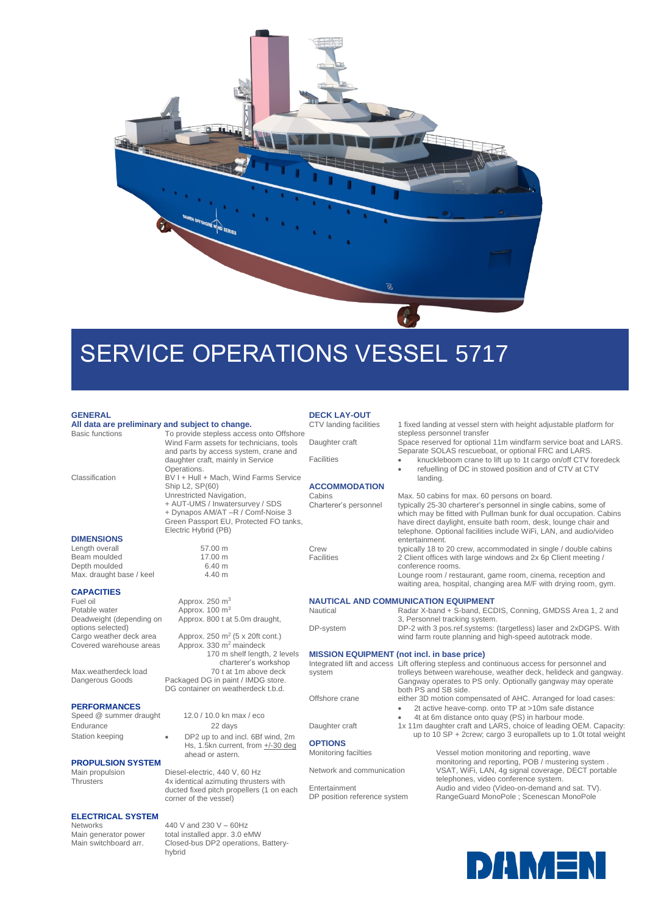# SERVICE OPERATIONS VESSEL 5717

## GENERAL

**All data are preliminary and subject to change.**

| | |
|---|---|
| Basic functions | To provide stepless access onto Offshore Wind Farm assets for technicians, tools and parts by access system, crane and daughter craft, mainly in Service Operations. |
| Classification | BV I + Hull + Mach, Wind Farms Service Ship L2, SP(60) Unrestricted Navigation, + AUT-UMS / Inwatersurvey / SDS + Dynapos AM/AT –R / Comf-Noise 3 Green Passport EU, Protected FO tanks, Electric Hybrid (PB) |

## DIMENSIONS

| | |
|---|---|
| Length overall | 57.00 m |
| Beam moulded | 17.00 m |
| Depth moulded | 6.40 m |
| Max. draught base / keel | 4.40 m |

## CAPACITIES

| | |
|---|---|
| Fuel oil | Approx. 250 $m^3$ |
| Potable water | Approx. 100 $m^3$ |
| Deadweight (depending on options selected) | Approx. 800 t at 5.0m draught, |
| Cargo weather deck area | Approx. 250 $m^2$ (5 x 20ft cont.) |
| Covered warehouse areas | Approx. 330 $m^2$ maindeck<br>170 m shelf length, 2 levels charterer's workshop |
| Max.weatherdeck load | 70 t at 1m above deck |
| Dangerous Goods | Packaged DG in paint / IMDG store. DG container on weatherdeck t.b.d. |

## PERFORMANCES

| | |
|---|---|
| Speed @ summer draught | 12.0 / 10.0 kn max / eco |
| Endurance | 22 days |
| Station keeping | • DP2 up to and incl. 6Bf wind, 2m Hs, 1.5kn current, from +/-30 deg ahead or astern. |

## PROPULSION SYSTEM

| | |
|---|---|
| Main propulsion | Diesel-electric, 440 V, 60 Hz |
| Thrusters | 4x identical azimuting thrusters with ducted fixed pitch propellers (1 on each corner of the vessel) |

## ELECTRICAL SYSTEM

| | |
|---|---|
| Networks | 440 V and 230 V – 60Hz |
| Main generator power | total installed appr. 3.0 eMW |
| Main switchboard arr. | Closed-bus DP2 operations, Battery-hybrid |

## DECK LAY-OUT

| | |
|---|---|
| CTV landing facilities | 1 fixed landing at vessel stern with height adjustable platform for stepless personnel transfer |
| Daughter craft | Space reserved for optional 11m windfarm service boat and LARS. Separate SOLAS rescueboat, or optional FRC and LARS. |
| Facilities | • knuckleboom crane to lift up to 1t cargo on/off CTV foredeck<br>• refuelling of DC in stowed position and of CTV at CTV landing. |

## ACCOMMODATION

| | |
|---|---|
| Cabins | Max. 50 cabins for max. 60 persons on board. |
| Charterer's personnel | typically 25-30 charterer's personnel in single cabins, some of which may be fitted with Pullman bunk for dual occupation. Cabins have direct daylight, ensuite bath room, desk, lounge chair and telephone. Optional facilities include WiFi, LAN, and audio/video entertainment. |
| Crew | typically 18 to 20 crew, accommodated in single / double cabins |
| Facilities | 2 Client offices with large windows and 2x 6p Client meeting / conference rooms.<br>Lounge room / restaurant, game room, cinema, reception and waiting area, hospital, changing area M/F with drying room, gym. |

## NAUTICAL AND COMMUNICATION EQUIPMENT

| | |
|---|---|
| Nautical | Radar X-band + S-band, ECDIS, Conning, GMDSS Area 1, 2 and 3, Personnel tracking system. |
| DP-system | DP-2 with 3 pos.ref.systems: (targetless) laser and 2xDGPS. With wind farm route planning and high-speed autotrack mode. |

## MISSION EQUIPMENT (not incl. in base price)

| | |
|---|---|
| Integrated lift and access system | Lift offering stepless and continuous access for personnel and trolleys between warehouse, weather deck, helideck and gangway. Gangway operates to PS only. Optionally gangway may operate both PS and SB side. |
| Offshore crane | either 3D motion compensated of AHC. Arranged for load cases:<br>• 2t active heave-comp. onto TP at >10m safe distance<br>• 4t at 6m distance onto quay (PS) in harbour mode. |
| Daughter craft | 1x 11m daughter craft and LARS, choice of leading OEM. Capacity: up to 10 SP + 2crew; cargo 3 europallets up to 1.0t total weight |

## OPTIONS

| | |
|---|---|
| Monitoring facilties | Vessel motion monitoring and reporting, wave monitoring and reporting, POB / mustering system . |
| Network and communication | VSAT, WiFi, LAN, 4g signal coverage, DECT portable telephones, video conference system. |
| Entertainment | Audio and video (Video-on-demand and sat. TV). |
| DP position reference system | RangeGuard MonoPole ; Scenescan MonoPole |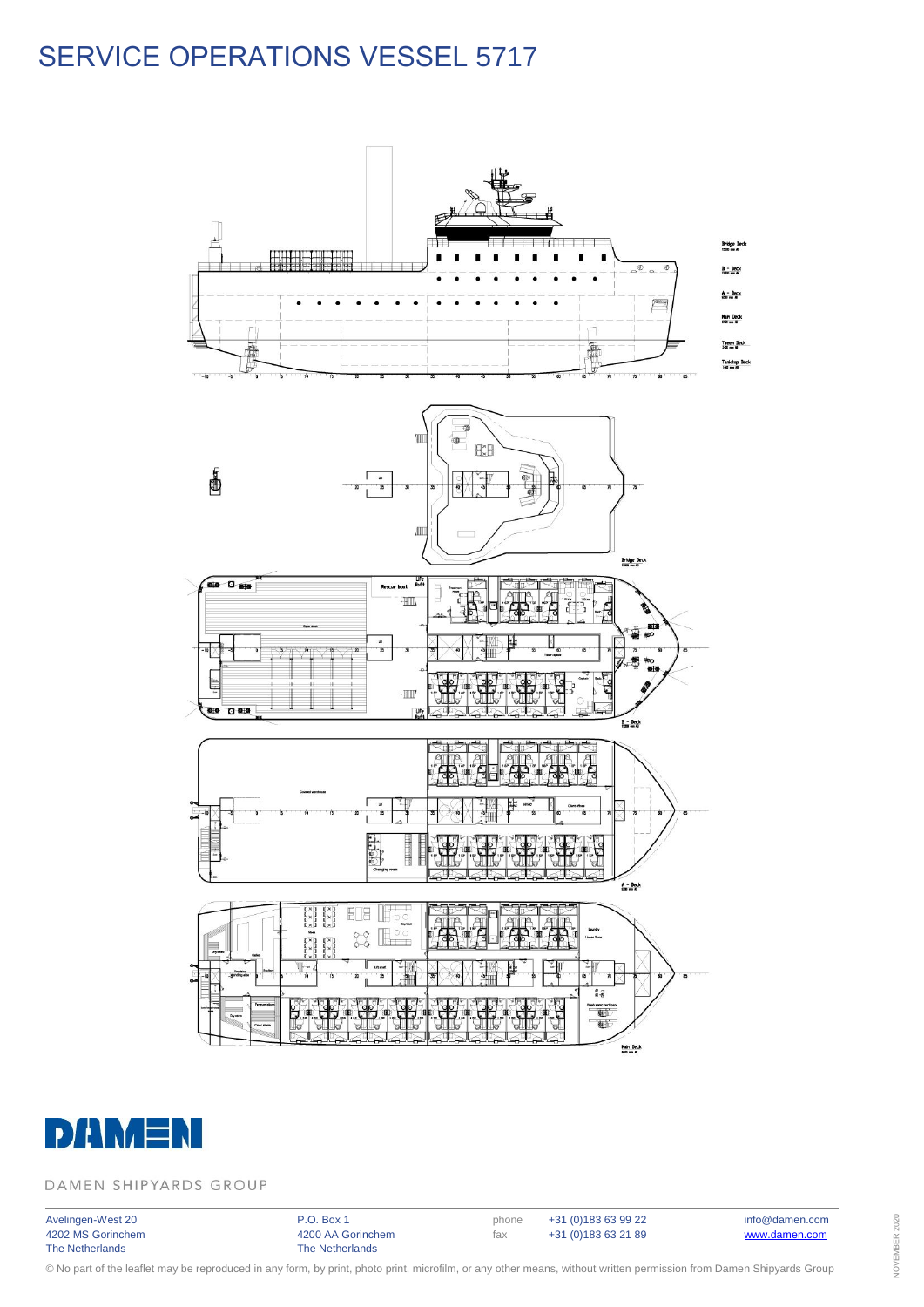# SERVICE OPERATIONS VESSEL 5717

Bridge Deck

B - Deck

A - Deck

Main Deck

Tween Deck

Tanktop Deck

DAMEN

DAMEN SHIPYARDS GROUP

Avelingen-West 20
4202 MS Gorinchem
The Netherlands

P.O. Box 1
4200 AA Gorinchem
The Netherlands

phone +31 (0)183 63 99 22
fax +31 (0)183 63 21 89

info@damen.com
www.damen.com

© No part of the leaflet may be reproduced in any form, by print, photo print, microfilm, or any other means, without written permission from Damen Shipyards Group

NOVEMBER 2020